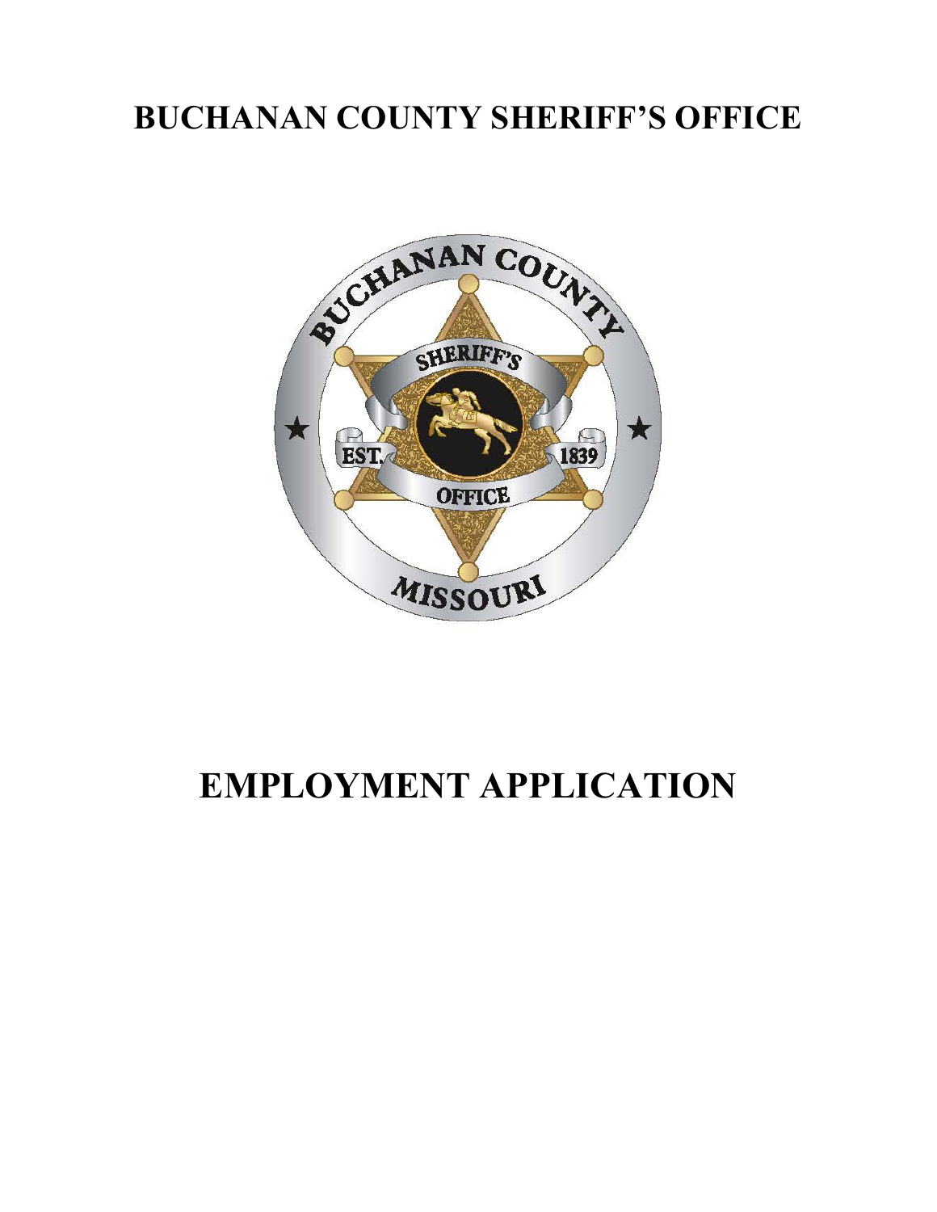# BUCHANAN COUNTY SHERIFF'S OFFICE

# EMPLOYMENT APPLICATION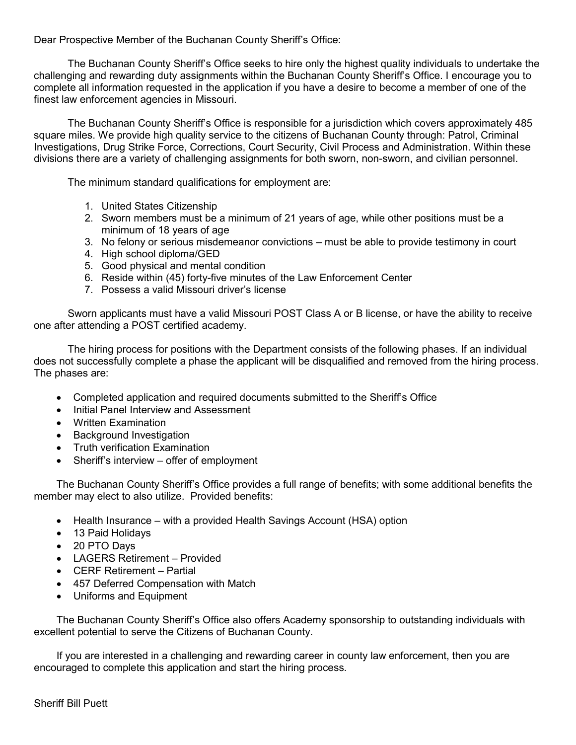Dear Prospective Member of the Buchanan County Sheriff's Office:

The Buchanan County Sheriff's Office seeks to hire only the highest quality individuals to undertake the challenging and rewarding duty assignments within the Buchanan County Sheriff's Office. I encourage you to complete all information requested in the application if you have a desire to become a member of one of the finest law enforcement agencies in Missouri.

The Buchanan County Sheriff's Office is responsible for a jurisdiction which covers approximately 485 square miles. We provide high quality service to the citizens of Buchanan County through: Patrol, Criminal Investigations, Drug Strike Force, Corrections, Court Security, Civil Process and Administration. Within these divisions there are a variety of challenging assignments for both sworn, non-sworn, and civilian personnel.

The minimum standard qualifications for employment are:

1. United States Citizenship
2. Sworn members must be a minimum of 21 years of age, while other positions must be a minimum of 18 years of age
3. No felony or serious misdemeanor convictions – must be able to provide testimony in court
4. High school diploma/GED
5. Good physical and mental condition
6. Reside within (45) forty-five minutes of the Law Enforcement Center
7. Possess a valid Missouri driver's license

Sworn applicants must have a valid Missouri POST Class A or B license, or have the ability to receive one after attending a POST certified academy.

The hiring process for positions with the Department consists of the following phases. If an individual does not successfully complete a phase the applicant will be disqualified and removed from the hiring process. The phases are:

- Completed application and required documents submitted to the Sheriff's Office
- Initial Panel Interview and Assessment
- Written Examination
- Background Investigation
- Truth verification Examination
- Sheriff's interview – offer of employment

The Buchanan County Sheriff's Office provides a full range of benefits; with some additional benefits the member may elect to also utilize. Provided benefits:

- Health Insurance – with a provided Health Savings Account (HSA) option
- 13 Paid Holidays
- 20 PTO Days
- LAGERS Retirement – Provided
- CERF Retirement – Partial
- 457 Deferred Compensation with Match
- Uniforms and Equipment

The Buchanan County Sheriff's Office also offers Academy sponsorship to outstanding individuals with excellent potential to serve the Citizens of Buchanan County.

If you are interested in a challenging and rewarding career in county law enforcement, then you are encouraged to complete this application and start the hiring process.

Sheriff Bill Puett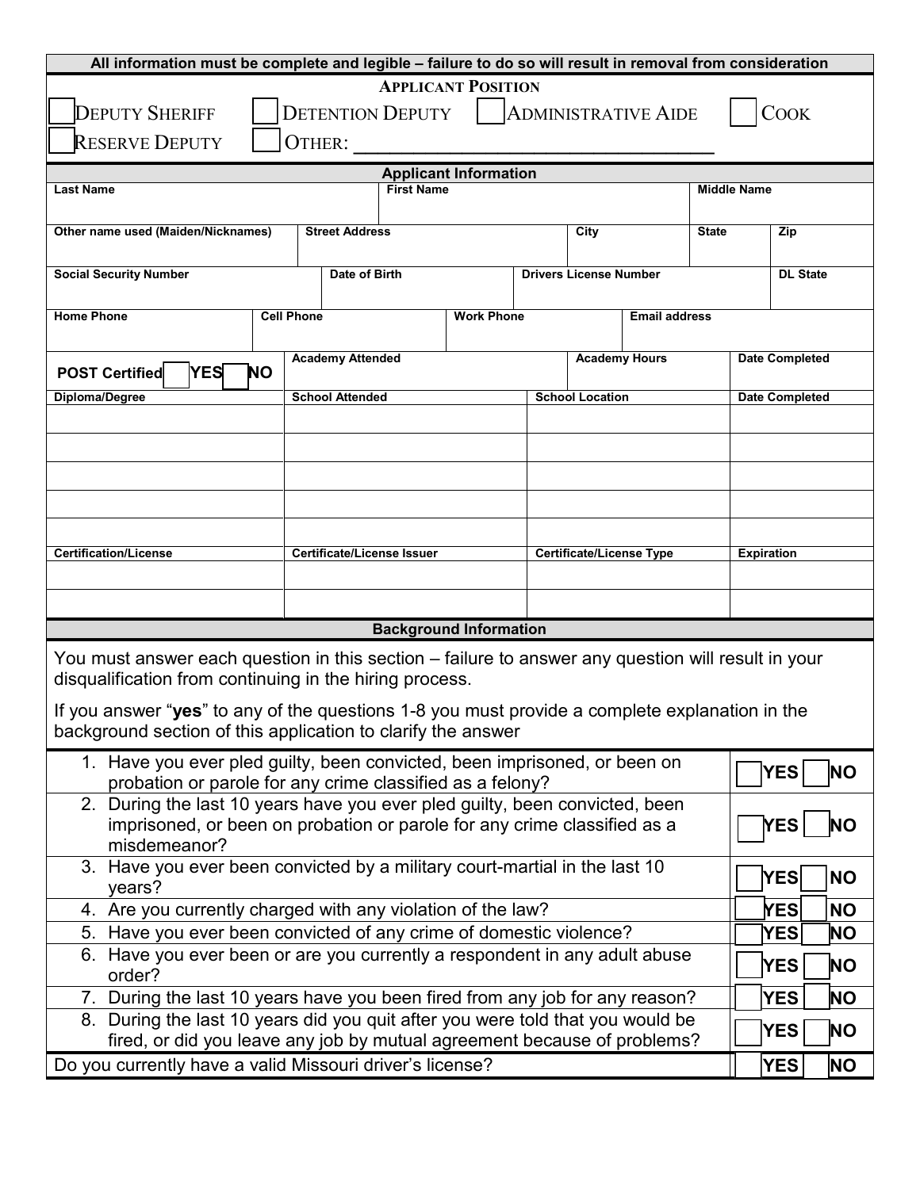**All information must be complete and legible – failure to do so will result in removal from consideration**

## APPLICANT POSITION

☐ DEPUTY SHERIFF ☐ DETENTION DEPUTY ☐ ADMINISTRATIVE AIDE ☐ COOK

☐ RESERVE DEPUTY ☐ OTHER: ___________________________________

## Applicant Information

| Last Name | First Name | Middle Name |
|---|---|---|
| | | |

| Other name used (Maiden/Nicknames) | Street Address | City | State | Zip |
|---|---|---|---|---|
| | | | | |

| Social Security Number | Date of Birth | Drivers License Number | DL State |
|---|---|---|---|
| | | | |

| Home Phone | Cell Phone | Work Phone | Email address |
|---|---|---|---|
| | | | |

| POST Certified ☐ YES ☐ NO | Academy Attended | Academy Hours | Date Completed |
|---|---|---|---|
| | | | |

| Diploma/Degree | School Attended | School Location | Date Completed |
|---|---|---|---|
| | | | |
| | | | |
| | | | |
| | | | |
| | | | |

| Certification/License | Certificate/License Issuer | Certificate/License Type | Expiration |
|---|---|---|---|
| | | | |
| | | | |

## Background Information

You must answer each question in this section – failure to answer any question will result in your disqualification from continuing in the hiring process.

If you answer "**yes**" to any of the questions 1-8 you must provide a complete explanation in the background section of this application to clarify the answer

| Question | Answer |
|---|---|
| 1. Have you ever pled guilty, been convicted, been imprisoned, or been on probation or parole for any crime classified as a felony? | ☐ YES ☐ NO |
| 2. During the last 10 years have you ever pled guilty, been convicted, been imprisoned, or been on probation or parole for any crime classified as a misdemeanor? | ☐ YES ☐ NO |
| 3. Have you ever been convicted by a military court-martial in the last 10 years? | ☐ YES ☐ NO |
| 4. Are you currently charged with any violation of the law? | ☐ YES ☐ NO |
| 5. Have you ever been convicted of any crime of domestic violence? | ☐ YES ☐ NO |
| 6. Have you ever been or are you currently a respondent in any adult abuse order? | ☐ YES ☐ NO |
| 7. During the last 10 years have you been fired from any job for any reason? | ☐ YES ☐ NO |
| 8. During the last 10 years did you quit after you were told that you would be fired, or did you leave any job by mutual agreement because of problems? | ☐ YES ☐ NO |
| Do you currently have a valid Missouri driver's license? | ☐ YES ☐ NO |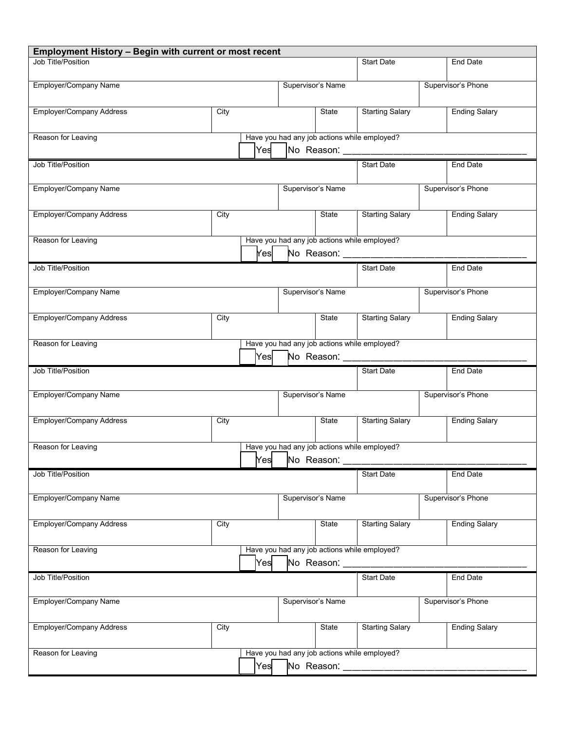## Employment History – Begin with current or most recent

| Job Title/Position | | | Start Date | End Date |
|---|---|---|---|---|
| **Employer/Company Name** | | **Supervisor's Name** | | **Supervisor's Phone** |
| **Employer/Company Address** | **City** | **State** | **Starting Salary** | **Ending Salary** |
| **Reason for Leaving** | Have you had any job actions while employed? ☐ Yes ☐ No Reason: ____________________ | | | |

| Job Title/Position | | | Start Date | End Date |
|---|---|---|---|---|
| **Employer/Company Name** | | **Supervisor's Name** | | **Supervisor's Phone** |
| **Employer/Company Address** | **City** | **State** | **Starting Salary** | **Ending Salary** |
| **Reason for Leaving** | Have you had any job actions while employed? ☐ Yes ☐ No Reason: ____________________ | | | |

| Job Title/Position | | | Start Date | End Date |
|---|---|---|---|---|
| **Employer/Company Name** | | **Supervisor's Name** | | **Supervisor's Phone** |
| **Employer/Company Address** | **City** | **State** | **Starting Salary** | **Ending Salary** |
| **Reason for Leaving** | Have you had any job actions while employed? ☐ Yes ☐ No Reason: ____________________ | | | |

| Job Title/Position | | | Start Date | End Date |
|---|---|---|---|---|
| **Employer/Company Name** | | **Supervisor's Name** | | **Supervisor's Phone** |
| **Employer/Company Address** | **City** | **State** | **Starting Salary** | **Ending Salary** |
| **Reason for Leaving** | Have you had any job actions while employed? ☐ Yes ☐ No Reason: ____________________ | | | |

| Job Title/Position | | | Start Date | End Date |
|---|---|---|---|---|
| **Employer/Company Name** | | **Supervisor's Name** | | **Supervisor's Phone** |
| **Employer/Company Address** | **City** | **State** | **Starting Salary** | **Ending Salary** |
| **Reason for Leaving** | Have you had any job actions while employed? ☐ Yes ☐ No Reason: ____________________ | | | |

| Job Title/Position | | | Start Date | End Date |
|---|---|---|---|---|
| **Employer/Company Name** | | **Supervisor's Name** | | **Supervisor's Phone** |
| **Employer/Company Address** | **City** | **State** | **Starting Salary** | **Ending Salary** |
| **Reason for Leaving** | Have you had any job actions while employed? ☐ Yes ☐ No Reason: ____________________ | | | |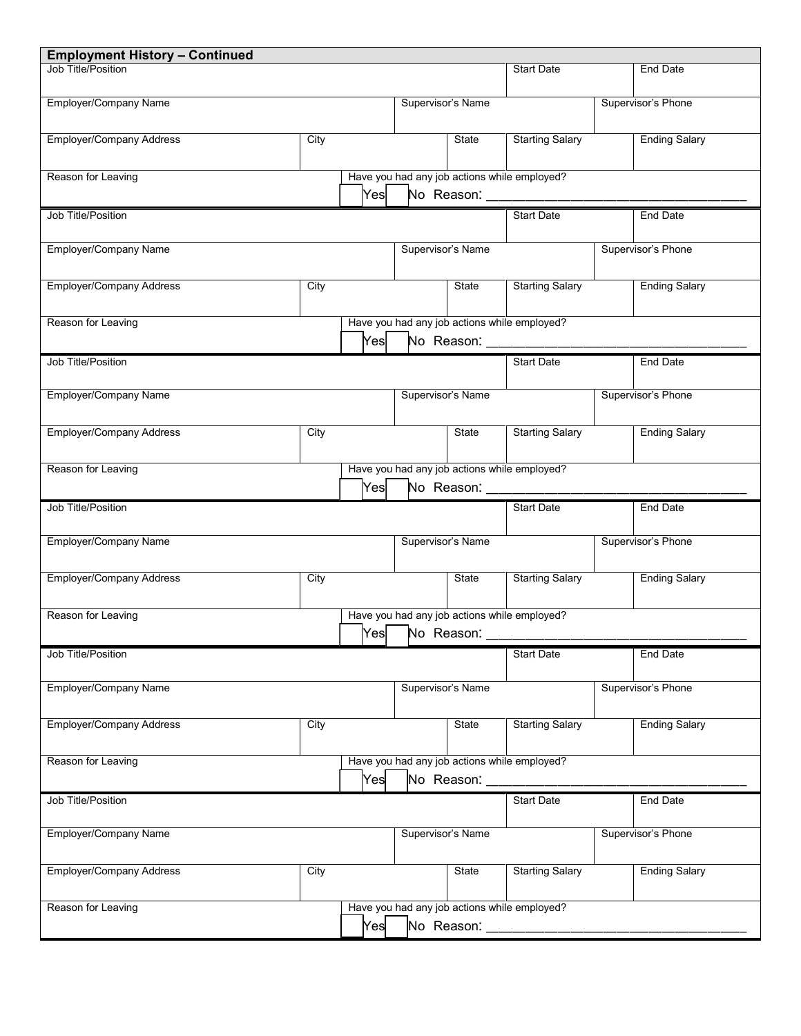## Employment History – Continued

| Job Title/Position | | | Start Date | End Date |
|---|---|---|---|---|
| Employer/Company Name | | Supervisor's Name | | Supervisor's Phone |
| Employer/Company Address | City | State | Starting Salary | Ending Salary |
| Reason for Leaving | Have you had any job actions while employed? ☐ Yes ☐ No Reason: ___________________________________ | | | |

| Job Title/Position | | | Start Date | End Date |
|---|---|---|---|---|
| Employer/Company Name | | Supervisor's Name | | Supervisor's Phone |
| Employer/Company Address | City | State | Starting Salary | Ending Salary |
| Reason for Leaving | Have you had any job actions while employed? ☐ Yes ☐ No Reason: ___________________________________ | | | |

| Job Title/Position | | | Start Date | End Date |
|---|---|---|---|---|
| Employer/Company Name | | Supervisor's Name | | Supervisor's Phone |
| Employer/Company Address | City | State | Starting Salary | Ending Salary |
| Reason for Leaving | Have you had any job actions while employed? ☐ Yes ☐ No Reason: ___________________________________ | | | |

| Job Title/Position | | | Start Date | End Date |
|---|---|---|---|---|
| Employer/Company Name | | Supervisor's Name | | Supervisor's Phone |
| Employer/Company Address | City | State | Starting Salary | Ending Salary |
| Reason for Leaving | Have you had any job actions while employed? ☐ Yes ☐ No Reason: ___________________________________ | | | |

| Job Title/Position | | | Start Date | End Date |
|---|---|---|---|---|
| Employer/Company Name | | Supervisor's Name | | Supervisor's Phone |
| Employer/Company Address | City | State | Starting Salary | Ending Salary |
| Reason for Leaving | Have you had any job actions while employed? ☐ Yes ☐ No Reason: ___________________________________ | | | |

| Job Title/Position | | | Start Date | End Date |
|---|---|---|---|---|
| Employer/Company Name | | Supervisor's Name | | Supervisor's Phone |
| Employer/Company Address | City | State | Starting Salary | Ending Salary |
| Reason for Leaving | Have you had any job actions while employed? ☐ Yes ☐ No Reason: ___________________________________ | | | |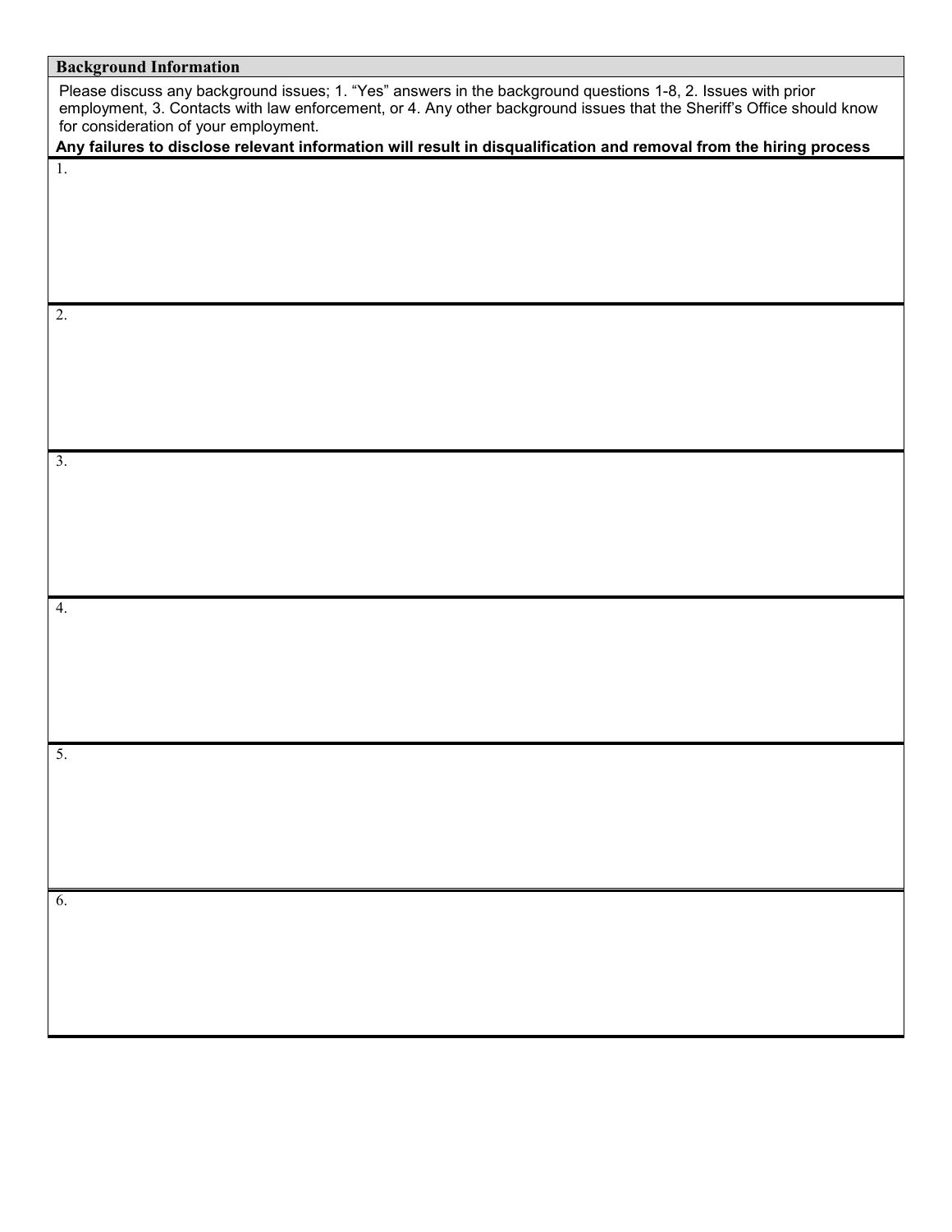## Background Information

Please discuss any background issues; 1. "Yes" answers in the background questions 1-8, 2. Issues with prior employment, 3. Contacts with law enforcement, or 4. Any other background issues that the Sheriff's Office should know for consideration of your employment.

**Any failures to disclose relevant information will result in disqualification and removal from the hiring process**

1.

2.

3.

4.

5.

6.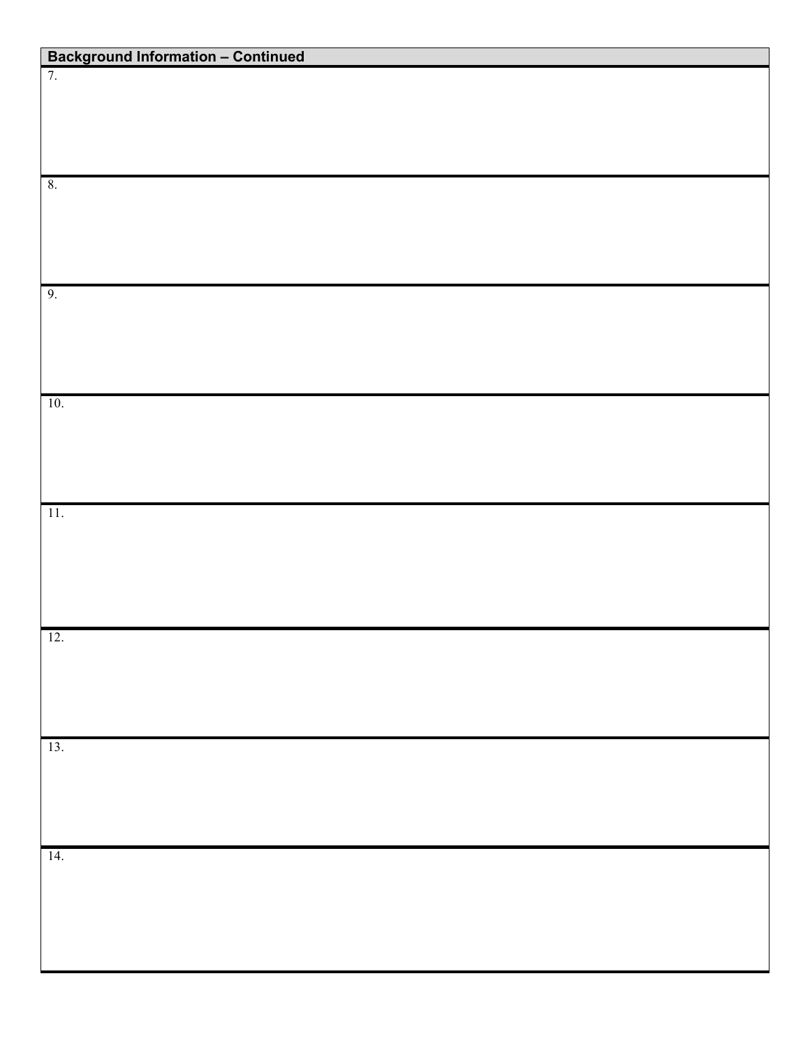## Background Information – Continued

7.

8.

9.

10.

11.

12.

13.

14.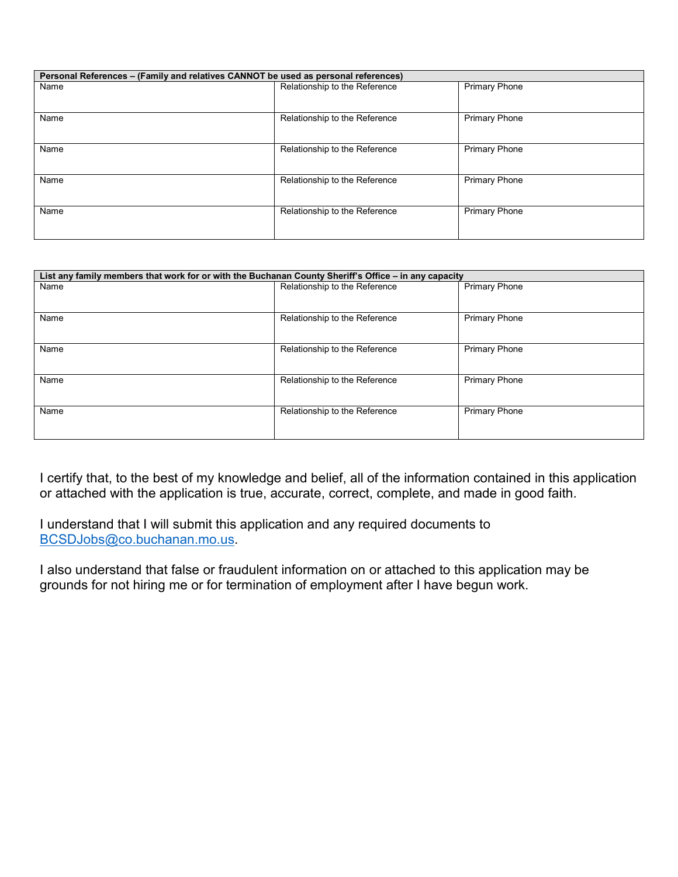| Personal References – (Family and relatives CANNOT be used as personal references) | | |
| --- | --- | --- |
| Name | Relationship to the Reference | Primary Phone |
| Name | Relationship to the Reference | Primary Phone |
| Name | Relationship to the Reference | Primary Phone |
| Name | Relationship to the Reference | Primary Phone |
| Name | Relationship to the Reference | Primary Phone |

| List any family members that work for or with the Buchanan County Sheriff's Office – in any capacity | | |
| --- | --- | --- |
| Name | Relationship to the Reference | Primary Phone |
| Name | Relationship to the Reference | Primary Phone |
| Name | Relationship to the Reference | Primary Phone |
| Name | Relationship to the Reference | Primary Phone |
| Name | Relationship to the Reference | Primary Phone |

I certify that, to the best of my knowledge and belief, all of the information contained in this application or attached with the application is true, accurate, correct, complete, and made in good faith.

I understand that I will submit this application and any required documents to BCSDJobs@co.buchanan.mo.us.

I also understand that false or fraudulent information on or attached to this application may be grounds for not hiring me or for termination of employment after I have begun work.